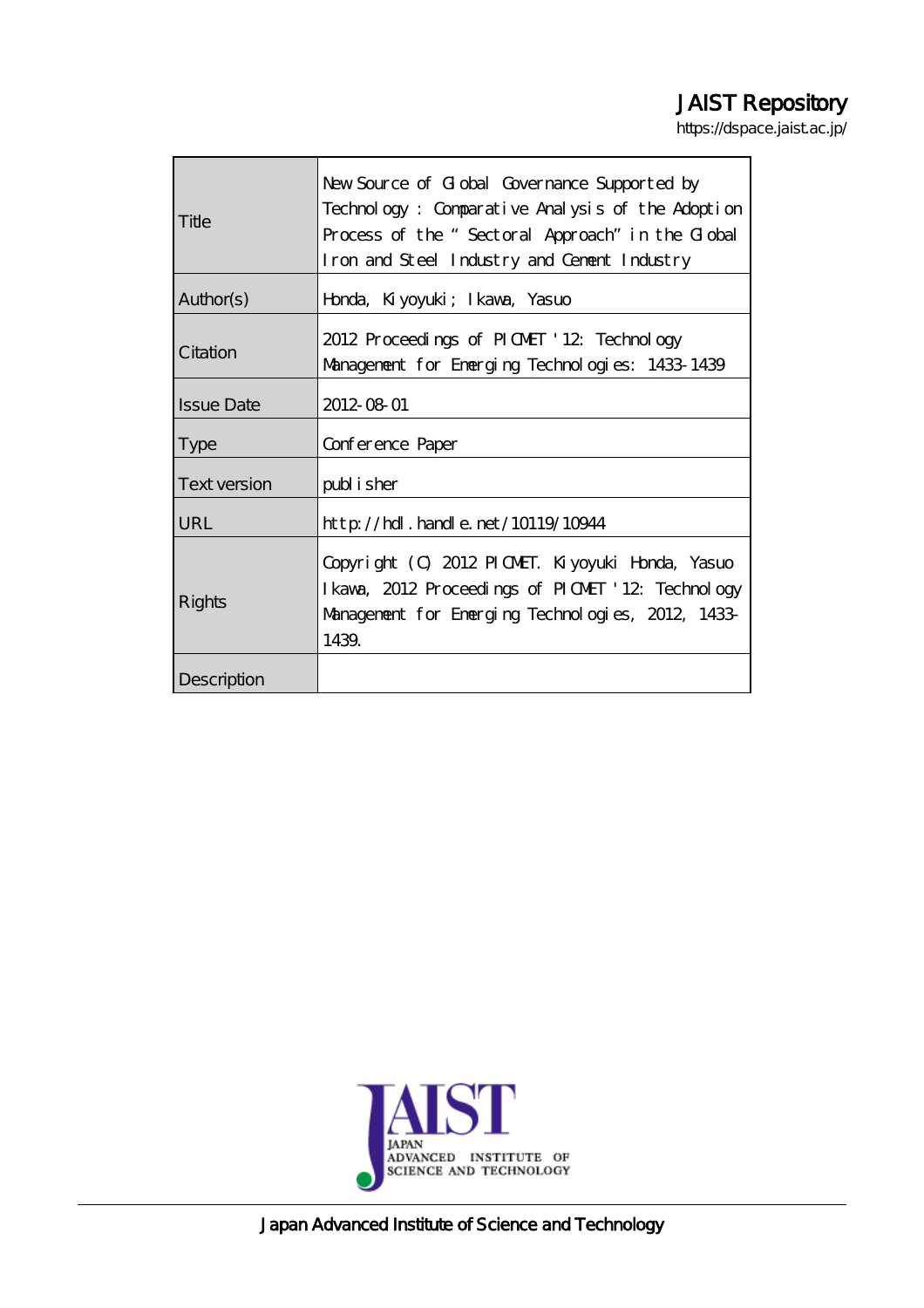JAIST Repository

https://dspace.jaist.ac.jp/

| Title | New Source of Global Governance Supported by Technology : Comparative Analysis of the Adoption Process of the “Sectoral Approach” in the Global Iron and Steel Industry and Cement Industry |
|---|---|
| Author(s) | Honda, Kiyoyuki; Ikawa, Yasuo |
| Citation | 2012 Proceedings of PICMET '12: Technology Management for Emerging Technologies: 1433-1439 |
| Issue Date | 2012-08-01 |
| Type | Conference Paper |
| Text version | publisher |
| URL | http://hdl.handle.net/10119/10944 |
| Rights | Copyright (C) 2012 PICMET. Kiyoyuki Honda, Yasuo Ikawa, 2012 Proceedings of PICMET '12: Technology Management for Emerging Technologies, 2012, 1433-1439. |
| Description | |

Japan Advanced Institute of Science and Technology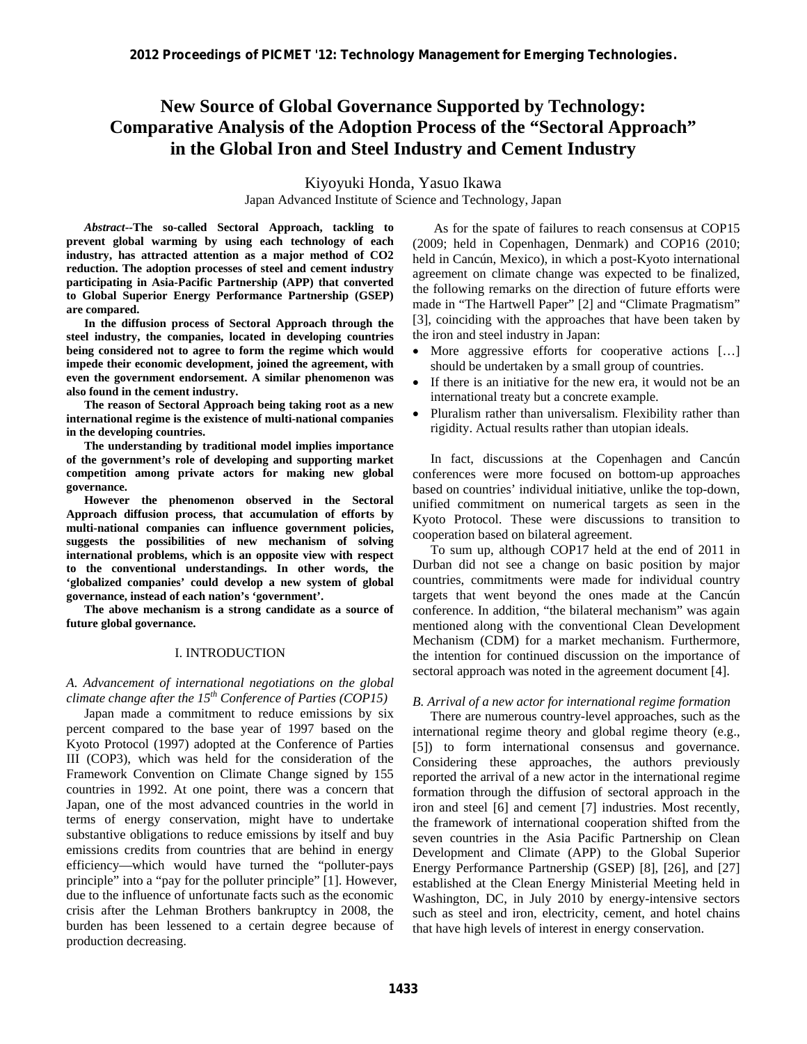# New Source of Global Governance Supported by Technology: Comparative Analysis of the Adoption Process of the "Sectoral Approach" in the Global Iron and Steel Industry and Cement Industry

Kiyoyuki Honda, Yasuo Ikawa
Japan Advanced Institute of Science and Technology, Japan

***Abstract*--The so-called Sectoral Approach, tackling to prevent global warming by using each technology of each industry, has attracted attention as a major method of CO2 reduction. The adoption processes of steel and cement industry participating in Asia-Pacific Partnership (APP) that converted to Global Superior Energy Performance Partnership (GSEP) are compared.**

**In the diffusion process of Sectoral Approach through the steel industry, the companies, located in developing countries being considered not to agree to form the regime which would impede their economic development, joined the agreement, with even the government endorsement. A similar phenomenon was also found in the cement industry.**

**The reason of Sectoral Approach being taking root as a new international regime is the existence of multi-national companies in the developing countries.**

**The understanding by traditional model implies importance of the government's role of developing and supporting market competition among private actors for making new global governance.**

**However the phenomenon observed in the Sectoral Approach diffusion process, that accumulation of efforts by multi-national companies can influence government policies, suggests the possibilities of new mechanism of solving international problems, which is an opposite view with respect to the conventional understandings. In other words, the 'globalized companies' could develop a new system of global governance, instead of each nation's 'government'.**

**The above mechanism is a strong candidate as a source of future global governance.**

## I. INTRODUCTION

### *A. Advancement of international negotiations on the global climate change after the 15th Conference of Parties (COP15)*

Japan made a commitment to reduce emissions by six percent compared to the base year of 1997 based on the Kyoto Protocol (1997) adopted at the Conference of Parties III (COP3), which was held for the consideration of the Framework Convention on Climate Change signed by 155 countries in 1992. At one point, there was a concern that Japan, one of the most advanced countries in the world in terms of energy conservation, might have to undertake substantive obligations to reduce emissions by itself and buy emissions credits from countries that are behind in energy efficiency—which would have turned the "polluter-pays principle" into a "pay for the polluter principle" [1]. However, due to the influence of unfortunate facts such as the economic crisis after the Lehman Brothers bankruptcy in 2008, the burden has been lessened to a certain degree because of production decreasing.

As for the spate of failures to reach consensus at COP15 (2009; held in Copenhagen, Denmark) and COP16 (2010; held in Cancún, Mexico), in which a post-Kyoto international agreement on climate change was expected to be finalized, the following remarks on the direction of future efforts were made in "The Hartwell Paper" [2] and "Climate Pragmatism" [3], coinciding with the approaches that have been taken by the iron and steel industry in Japan:

- More aggressive efforts for cooperative actions […] should be undertaken by a small group of countries.
- If there is an initiative for the new era, it would not be an international treaty but a concrete example.
- Pluralism rather than universalism. Flexibility rather than rigidity. Actual results rather than utopian ideals.

In fact, discussions at the Copenhagen and Cancún conferences were more focused on bottom-up approaches based on countries' individual initiative, unlike the top-down, unified commitment on numerical targets as seen in the Kyoto Protocol. These were discussions to transition to cooperation based on bilateral agreement.

To sum up, although COP17 held at the end of 2011 in Durban did not see a change on basic position by major countries, commitments were made for individual country targets that went beyond the ones made at the Cancún conference. In addition, "the bilateral mechanism" was again mentioned along with the conventional Clean Development Mechanism (CDM) for a market mechanism. Furthermore, the intention for continued discussion on the importance of sectoral approach was noted in the agreement document [4].

### *B. Arrival of a new actor for international regime formation*

There are numerous country-level approaches, such as the international regime theory and global regime theory (e.g., [5]) to form international consensus and governance. Considering these approaches, the authors previously reported the arrival of a new actor in the international regime formation through the diffusion of sectoral approach in the iron and steel [6] and cement [7] industries. Most recently, the framework of international cooperation shifted from the seven countries in the Asia Pacific Partnership on Clean Development and Climate (APP) to the Global Superior Energy Performance Partnership (GSEP) [8], [26], and [27] established at the Clean Energy Ministerial Meeting held in Washington, DC, in July 2010 by energy-intensive sectors such as steel and iron, electricity, cement, and hotel chains that have high levels of interest in energy conservation.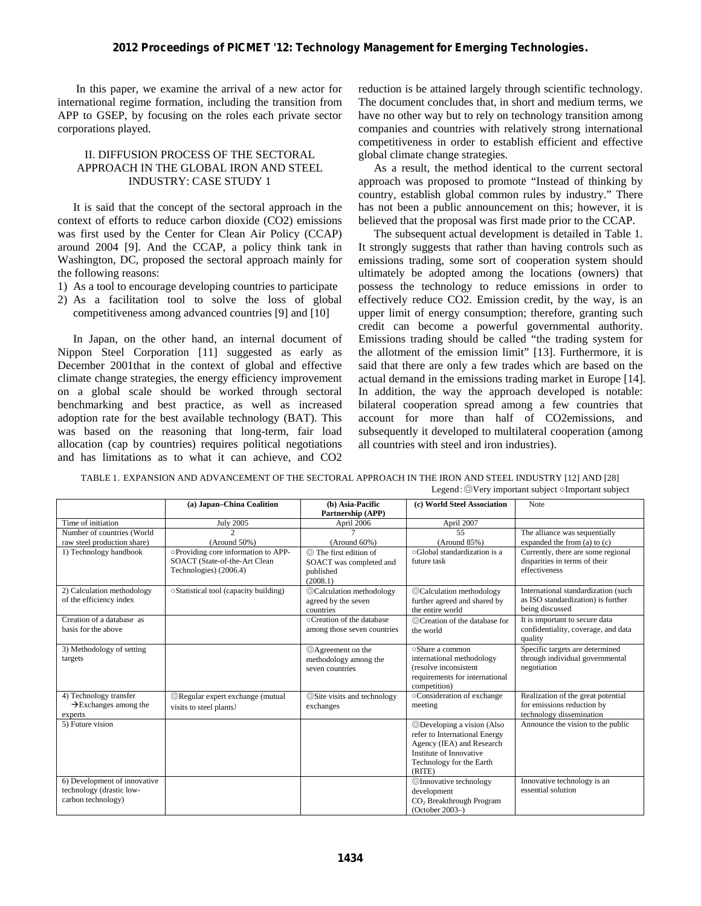In this paper, we examine the arrival of a new actor for international regime formation, including the transition from APP to GSEP, by focusing on the roles each private sector corporations played.

## II. DIFFUSION PROCESS OF THE SECTORAL APPROACH IN THE GLOBAL IRON AND STEEL INDUSTRY: CASE STUDY 1

It is said that the concept of the sectoral approach in the context of efforts to reduce carbon dioxide ($CO_2$) emissions was first used by the Center for Clean Air Policy (CCAP) around 2004 [9]. And the CCAP, a policy think tank in Washington, DC, proposed the sectoral approach mainly for the following reasons:

1) As a tool to encourage developing countries to participate
2) As a facilitation tool to solve the loss of global competitiveness among advanced countries [9] and [10]

In Japan, on the other hand, an internal document of Nippon Steel Corporation [11] suggested as early as December 2001that in the context of global and effective climate change strategies, the energy efficiency improvement on a global scale should be worked through sectoral benchmarking and best practice, as well as increased adoption rate for the best available technology (BAT). This was based on the reasoning that long-term, fair load allocation (cap by countries) requires political negotiations and has limitations as to what it can achieve, and CO2 reduction is be attained largely through scientific technology. The document concludes that, in short and medium terms, we have no other way but to rely on technology transition among companies and countries with relatively strong international competitiveness in order to establish efficient and effective global climate change strategies.

As a result, the method identical to the current sectoral approach was proposed to promote "Instead of thinking by country, establish global common rules by industry." There has not been a public announcement on this; however, it is believed that the proposal was first made prior to the CCAP.

The subsequent actual development is detailed in Table 1. It strongly suggests that rather than having controls such as emissions trading, some sort of cooperation system should ultimately be adopted among the locations (owners) that possess the technology to reduce emissions in order to effectively reduce CO2. Emission credit, by the way, is an upper limit of energy consumption; therefore, granting such credit can become a powerful governmental authority. Emissions trading should be called "the trading system for the allotment of the emission limit" [13]. Furthermore, it is said that there are only a few trades which are based on the actual demand in the emissions trading market in Europe [14]. In addition, the way the approach developed is notable: bilateral cooperation spread among a few countries that account for more than half of CO2emissions, and subsequently it developed to multilateral cooperation (among all countries with steel and iron industries).

TABLE 1. EXPANSION AND ADVANCEMENT OF THE SECTORAL APPROACH IN THE IRON AND STEEL INDUSTRY [12] AND [28]

Legend：◎Very important subject ○Important subject

| | (a) Japan–China Coalition | (b) Asia-Pacific Partnership (APP) | (c) World Steel Association | Note |
|---|---|---|---|---|
| Time of initiation | July 2005 | April 2006 | April 2007 | |
| Number of countries (World raw steel production share) | 2 (Around 50%) | 7 (Around 60%) | 55 (Around 85%) | The alliance was sequentially expanded the from (a) to (c) |
| 1) Technology handbook | ○Providing core information to APP-SOACT (State-of-the-Art Clean Technologies) (2006.4) | ◎ The first edition of SOACT was completed and published (2008.1) | ○Global standardization is a future task | Currently, there are some regional disparities in terms of their effectiveness |
| 2) Calculation methodology of the efficiency index | ○Statistical tool (capacity building) | ◎Calculation methodology agreed by the seven countries | ◎Calculation methodology further agreed and shared by the entire world | International standardization (such as ISO standardization) is further being discussed |
| Creation of a database as basis for the above | | ○Creation of the database among those seven countries | ◎Creation of the database for the world | It is important to secure data confidentiality, coverage, and data quality |
| 3) Methodology of setting targets | | ◎Agreement on the methodology among the seven countries | ○Share a common international methodology (resolve inconsistent requirements for international competition) | Specific targets are determined through individual governmental negotiation |
| 4) Technology transfer →Exchanges among the experts | ◎Regular expert exchange (mutual visits to steel plants) | ◎Site visits and technology exchanges | ○Consideration of exchange meeting | Realization of the great potential for emissions reduction by technology dissemination |
| 5) Future vision | | | ◎Developing a vision (Also refer to International Energy Agency (IEA) and Research Institute of Innovative Technology for the Earth (RITE) | Announce the vision to the public |
| 6) Development of innovative technology (drastic low-carbon technology) | | | ◎Innovative technology development $CO_2$ Breakthrough Program (October 2003–) | Innovative technology is an essential solution |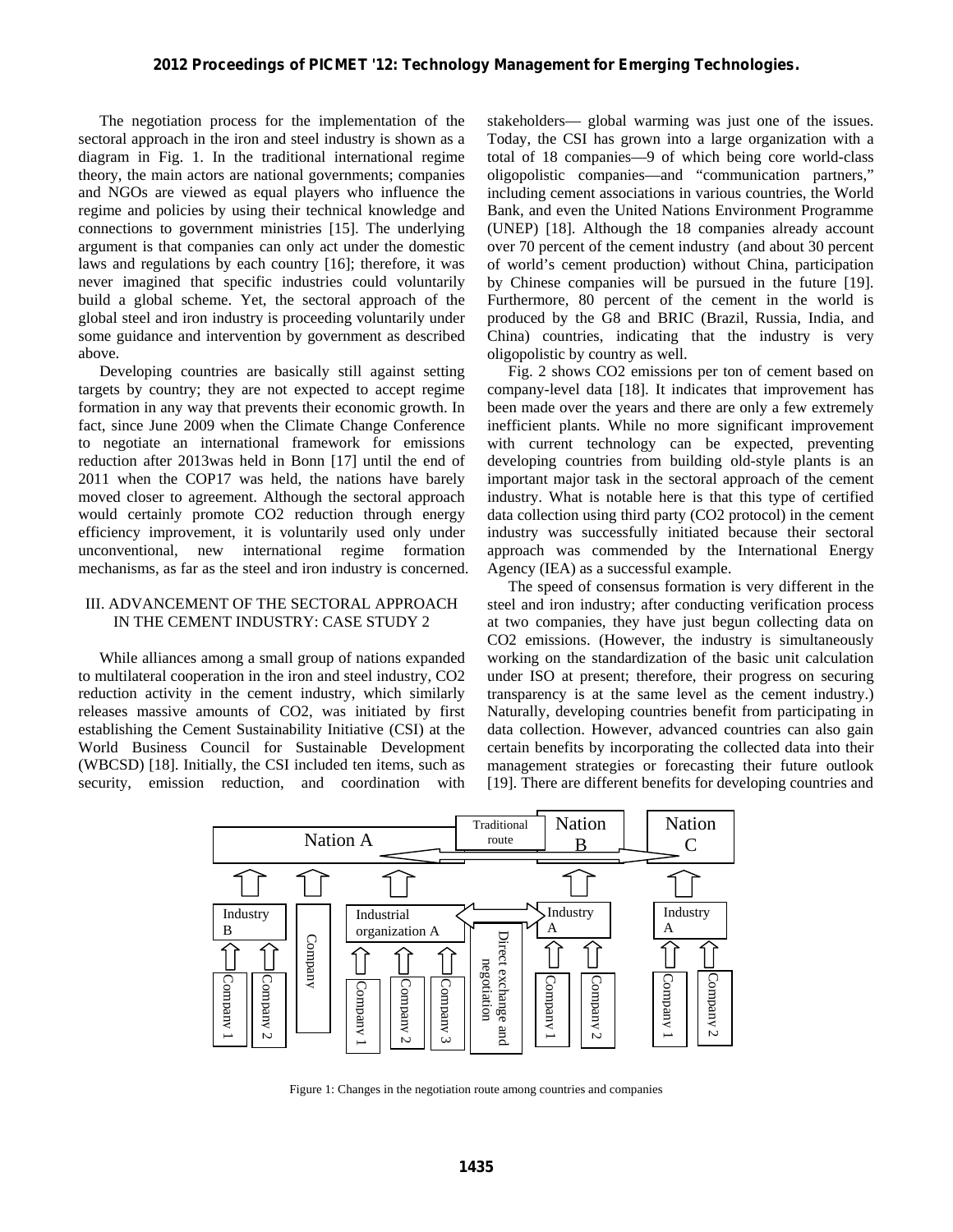The negotiation process for the implementation of the sectoral approach in the iron and steel industry is shown as a diagram in Fig. 1. In the traditional international regime theory, the main actors are national governments; companies and NGOs are viewed as equal players who influence the regime and policies by using their technical knowledge and connections to government ministries [15]. The underlying argument is that companies can only act under the domestic laws and regulations by each country [16]; therefore, it was never imagined that specific industries could voluntarily build a global scheme. Yet, the sectoral approach of the global steel and iron industry is proceeding voluntarily under some guidance and intervention by government as described above.

Developing countries are basically still against setting targets by country; they are not expected to accept regime formation in any way that prevents their economic growth. In fact, since June 2009 when the Climate Change Conference to negotiate an international framework for emissions reduction after 2013was held in Bonn [17] until the end of 2011 when the COP17 was held, the nations have barely moved closer to agreement. Although the sectoral approach would certainly promote $CO_2$ reduction through energy efficiency improvement, it is voluntarily used only under unconventional, new international regime formation mechanisms, as far as the steel and iron industry is concerned.

## III. ADVANCEMENT OF THE SECTORAL APPROACH IN THE CEMENT INDUSTRY: CASE STUDY 2

While alliances among a small group of nations expanded to multilateral cooperation in the iron and steel industry, $CO_2$ reduction activity in the cement industry, which similarly releases massive amounts of $CO_2$, was initiated by first establishing the Cement Sustainability Initiative (CSI) at the World Business Council for Sustainable Development (WBCSD) [18]. Initially, the CSI included ten items, such as security, emission reduction, and coordination with stakeholders— global warming was just one of the issues. Today, the CSI has grown into a large organization with a total of 18 companies—9 of which being core world-class oligopolistic companies—and "communication partners," including cement associations in various countries, the World Bank, and even the United Nations Environment Programme (UNEP) [18]. Although the 18 companies already account over 70 percent of the cement industry (and about 30 percent of world's cement production) without China, participation by Chinese companies will be pursued in the future [19]. Furthermore, 80 percent of the cement in the world is produced by the G8 and BRIC (Brazil, Russia, India, and China) countries, indicating that the industry is very oligopolistic by country as well.

Fig. 2 shows $CO_2$ emissions per ton of cement based on company-level data [18]. It indicates that improvement has been made over the years and there are only a few extremely inefficient plants. While no more significant improvement with current technology can be expected, preventing developing countries from building old-style plants is an important major task in the sectoral approach of the cement industry. What is notable here is that this type of certified data collection using third party ($CO_2$ protocol) in the cement industry was successfully initiated because their sectoral approach was commended by the International Energy Agency (IEA) as a successful example.

The speed of consensus formation is very different in the steel and iron industry; after conducting verification process at two companies, they have just begun collecting data on $CO_2$ emissions. (However, the industry is simultaneously working on the standardization of the basic unit calculation under ISO at present; therefore, their progress on securing transparency is at the same level as the cement industry.) Naturally, developing countries benefit from participating in data collection. However, advanced countries can also gain certain benefits by incorporating the collected data into their management strategies or forecasting their future outlook [19]. There are different benefits for developing countries and

Figure 1: Changes in the negotiation route among countries and companies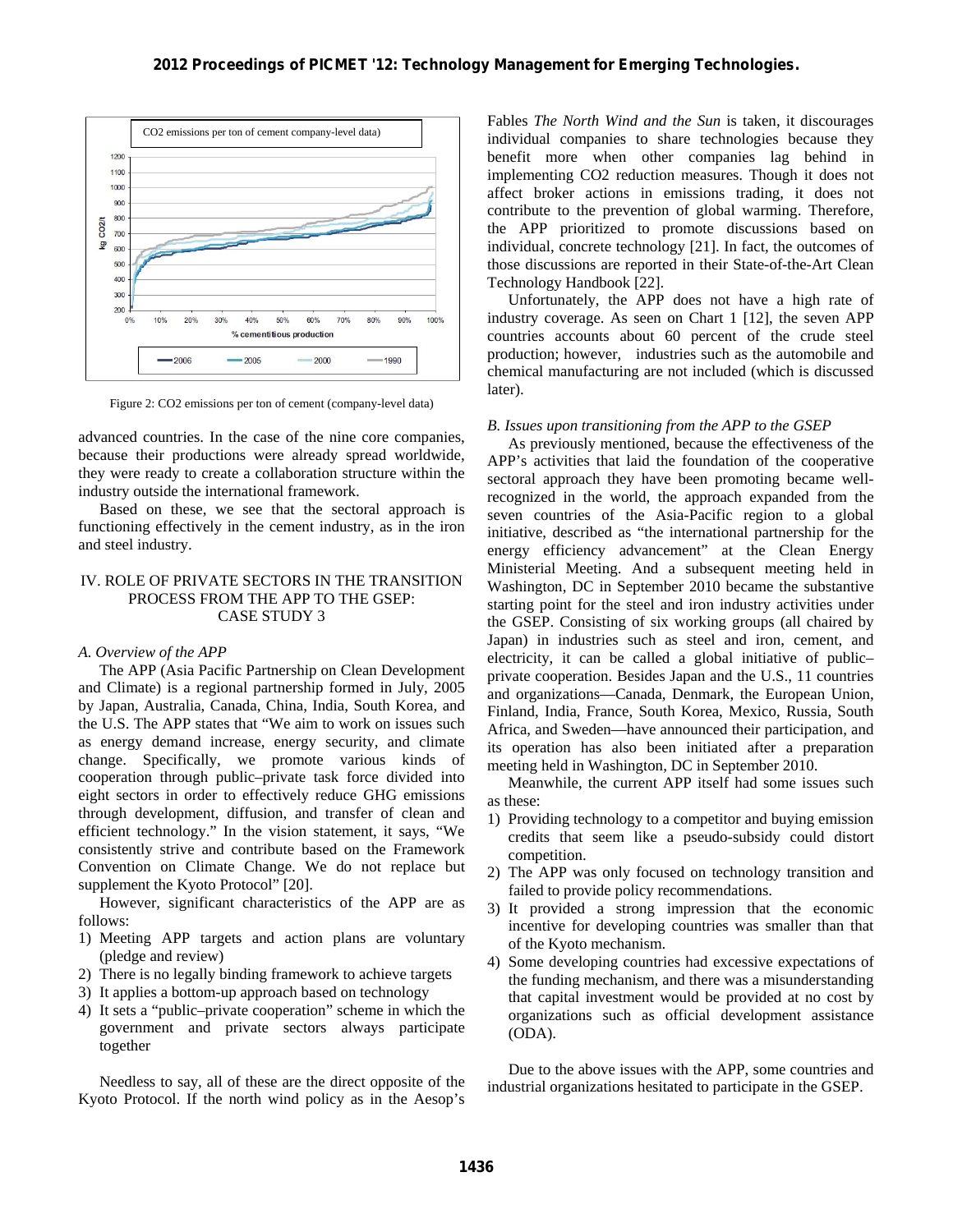Figure 2: CO2 emissions per ton of cement (company-level data)

advanced countries. In the case of the nine core companies, because their productions were already spread worldwide, they were ready to create a collaboration structure within the industry outside the international framework.

Based on these, we see that the sectoral approach is functioning effectively in the cement industry, as in the iron and steel industry.

## IV. ROLE OF PRIVATE SECTORS IN THE TRANSITION PROCESS FROM THE APP TO THE GSEP: CASE STUDY 3

### *A. Overview of the APP*

The APP (Asia Pacific Partnership on Clean Development and Climate) is a regional partnership formed in July, 2005 by Japan, Australia, Canada, China, India, South Korea, and the U.S. The APP states that "We aim to work on issues such as energy demand increase, energy security, and climate change. Specifically, we promote various kinds of cooperation through public–private task force divided into eight sectors in order to effectively reduce GHG emissions through development, diffusion, and transfer of clean and efficient technology." In the vision statement, it says, "We consistently strive and contribute based on the Framework Convention on Climate Change. We do not replace but supplement the Kyoto Protocol" [20].

However, significant characteristics of the APP are as follows:

1) Meeting APP targets and action plans are voluntary (pledge and review)
2) There is no legally binding framework to achieve targets
3) It applies a bottom-up approach based on technology
4) It sets a "public–private cooperation" scheme in which the government and private sectors always participate together

Needless to say, all of these are the direct opposite of the Kyoto Protocol. If the north wind policy as in the Aesop's Fables *The North Wind and the Sun* is taken, it discourages individual companies to share technologies because they benefit more when other companies lag behind in implementing CO2 reduction measures. Though it does not affect broker actions in emissions trading, it does not contribute to the prevention of global warming. Therefore, the APP prioritized to promote discussions based on individual, concrete technology [21]. In fact, the outcomes of those discussions are reported in their State-of-the-Art Clean Technology Handbook [22].

Unfortunately, the APP does not have a high rate of industry coverage. As seen on Chart 1 [12], the seven APP countries accounts about 60 percent of the crude steel production; however, industries such as the automobile and chemical manufacturing are not included (which is discussed later).

### *B. Issues upon transitioning from the APP to the GSEP*

As previously mentioned, because the effectiveness of the APP's activities that laid the foundation of the cooperative sectoral approach they have been promoting became well-recognized in the world, the approach expanded from the seven countries of the Asia-Pacific region to a global initiative, described as "the international partnership for the energy efficiency advancement" at the Clean Energy Ministerial Meeting. And a subsequent meeting held in Washington, DC in September 2010 became the substantive starting point for the steel and iron industry activities under the GSEP. Consisting of six working groups (all chaired by Japan) in industries such as steel and iron, cement, and electricity, it can be called a global initiative of public–private cooperation. Besides Japan and the U.S., 11 countries and organizations—Canada, Denmark, the European Union, Finland, India, France, South Korea, Mexico, Russia, South Africa, and Sweden—have announced their participation, and its operation has also been initiated after a preparation meeting held in Washington, DC in September 2010.

Meanwhile, the current APP itself had some issues such as these:

1) Providing technology to a competitor and buying emission credits that seem like a pseudo-subsidy could distort competition.
2) The APP was only focused on technology transition and failed to provide policy recommendations.
3) It provided a strong impression that the economic incentive for developing countries was smaller than that of the Kyoto mechanism.
4) Some developing countries had excessive expectations of the funding mechanism, and there was a misunderstanding that capital investment would be provided at no cost by organizations such as official development assistance (ODA).

Due to the above issues with the APP, some countries and industrial organizations hesitated to participate in the GSEP.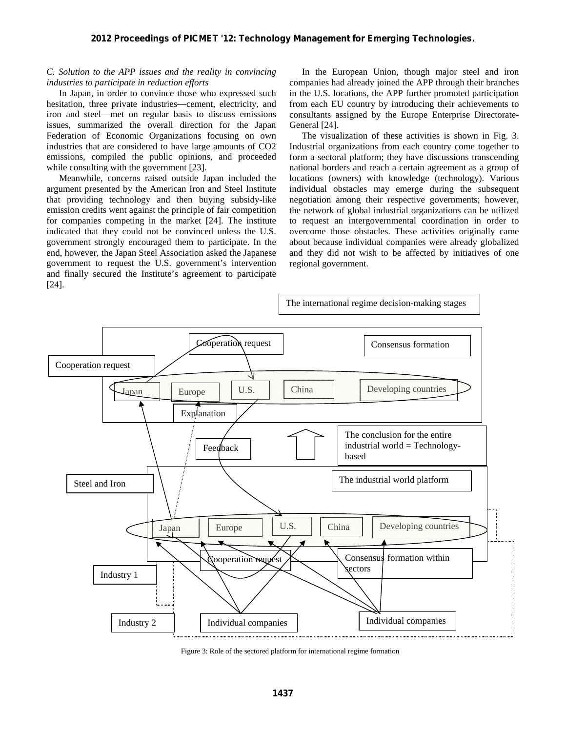*C. Solution to the APP issues and the reality in convincing industries to participate in reduction efforts*

In Japan, in order to convince those who expressed such hesitation, three private industries—cement, electricity, and iron and steel—met on regular basis to discuss emissions issues, summarized the overall direction for the Japan Federation of Economic Organizations focusing on own industries that are considered to have large amounts of CO2 emissions, compiled the public opinions, and proceeded while consulting with the government [23].

Meanwhile, concerns raised outside Japan included the argument presented by the American Iron and Steel Institute that providing technology and then buying subsidy-like emission credits went against the principle of fair competition for companies competing in the market [24]. The institute indicated that they could not be convinced unless the U.S. government strongly encouraged them to participate. In the end, however, the Japan Steel Association asked the Japanese government to request the U.S. government's intervention and finally secured the Institute's agreement to participate [24].

In the European Union, though major steel and iron companies had already joined the APP through their branches in the U.S. locations, the APP further promoted participation from each EU country by introducing their achievements to consultants assigned by the Europe Enterprise Directorate-General [24].

The visualization of these activities is shown in Fig. 3. Industrial organizations from each country come together to form a sectoral platform; they have discussions transcending national borders and reach a certain agreement as a group of locations (owners) with knowledge (technology). Various individual obstacles may emerge during the subsequent negotiation among their respective governments; however, the network of global industrial organizations can be utilized to request an intergovernmental coordination in order to overcome those obstacles. These activities originally came about because individual companies were already globalized and they did not wish to be affected by initiatives of one regional government.

Figure 3: Role of the sectored platform for international regime formation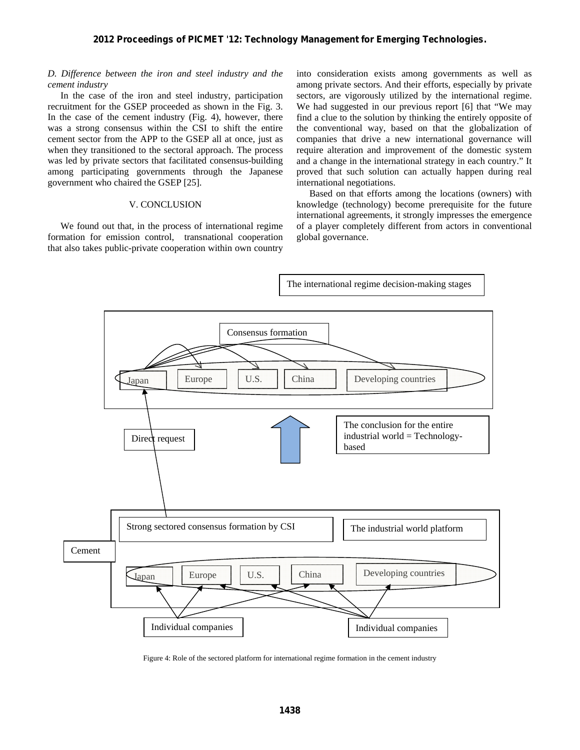*D. Difference between the iron and steel industry and the cement industry*

In the case of the iron and steel industry, participation recruitment for the GSEP proceeded as shown in the Fig. 3. In the case of the cement industry (Fig. 4), however, there was a strong consensus within the CSI to shift the entire cement sector from the APP to the GSEP all at once, just as when they transitioned to the sectoral approach. The process was led by private sectors that facilitated consensus-building among participating governments through the Japanese government who chaired the GSEP [25].

## V. CONCLUSION

We found out that, in the process of international regime formation for emission control, transnational cooperation that also takes public-private cooperation within own country into consideration exists among governments as well as among private sectors. And their efforts, especially by private sectors, are vigorously utilized by the international regime. We had suggested in our previous report [6] that "We may find a clue to the solution by thinking the entirely opposite of the conventional way, based on that the globalization of companies that drive a new international governance will require alteration and improvement of the domestic system and a change in the international strategy in each country." It proved that such solution can actually happen during real international negotiations.

Based on that efforts among the locations (owners) with knowledge (technology) become prerequisite for the future international agreements, it strongly impresses the emergence of a player completely different from actors in conventional global governance.

The international regime decision-making stages

Consensus formation

Japan | Europe | U.S. | China | Developing countries

Direct request

The conclusion for the entire industrial world = Technology-based

Strong sectored consensus formation by CSI

The industrial world platform

Cement

Japan | Europe | U.S. | China | Developing countries

Individual companies | Individual companies

Figure 4: Role of the sectored platform for international regime formation in the cement industry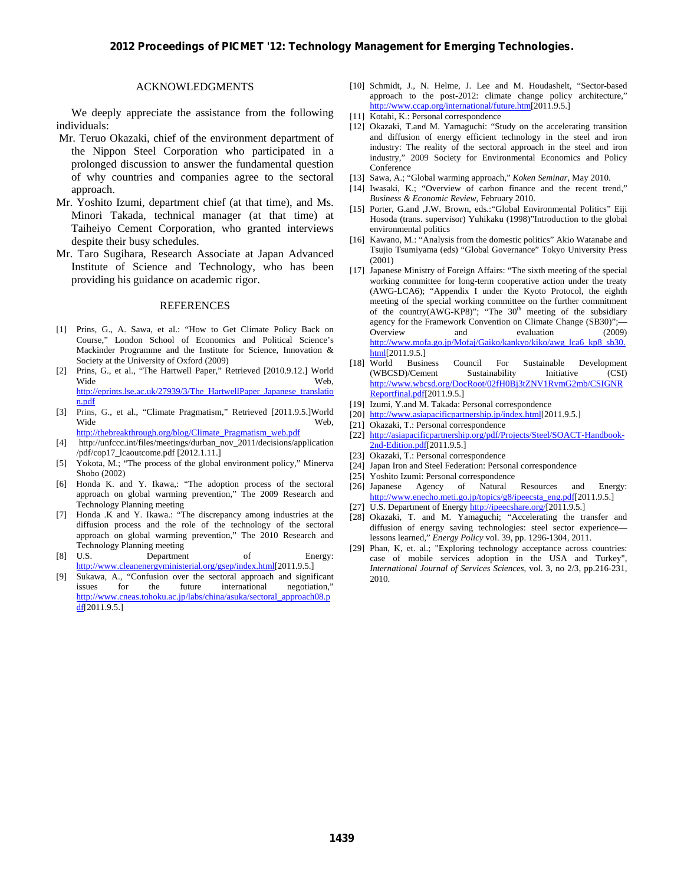## ACKNOWLEDGMENTS

We deeply appreciate the assistance from the following individuals:

Mr. Teruo Okazaki, chief of the environment department of the Nippon Steel Corporation who participated in a prolonged discussion to answer the fundamental question of why countries and companies agree to the sectoral approach.

Mr. Yoshito Izumi, department chief (at that time), and Ms. Minori Takada, technical manager (at that time) at Taiheiyo Cement Corporation, who granted interviews despite their busy schedules.

Mr. Taro Sugihara, Research Associate at Japan Advanced Institute of Science and Technology, who has been providing his guidance on academic rigor.

## REFERENCES

[1] Prins, G., A. Sawa, et al.: "How to Get Climate Policy Back on Course," London School of Economics and Political Science's Mackinder Programme and the Institute for Science, Innovation & Society at the University of Oxford (2009)

[2] Prins, G., et al., "The Hartwell Paper," Retrieved [2010.9.12.] World Wide Web, http://eprints.lse.ac.uk/27939/3/The_HartwellPaper_Japanese_translation.pdf

[3] Prins, G., et al., "Climate Pragmatism," Retrieved [2011.9.5.]World Wide Web, http://thebreakthrough.org/blog/Climate_Pragmatism_web.pdf

[4] http://unfccc.int/files/meetings/durban_nov_2011/decisions/application/pdf/cop17_lcaoutcome.pdf [2012.1.11.]

[5] Yokota, M.; "The process of the global environment policy," Minerva Shobo (2002)

[6] Honda K. and Y. Ikawa,: "The adoption process of the sectoral approach on global warming prevention," The 2009 Research and Technology Planning meeting

[7] Honda .K and Y. Ikawa.: "The discrepancy among industries at the diffusion process and the role of the technology of the sectoral approach on global warming prevention," The 2010 Research and Technology Planning meeting

[8] U.S. Department of Energy: http://www.cleanenergyministerial.org/gsep/index.html[2011.9.5.]

[9] Sukawa, A., "Confusion over the sectoral approach and significant issues for the future international negotiation," http://www.cneas.tohoku.ac.jp/labs/china/asuka/sectoral_approach08.pdf[2011.9.5.]

[10] Schmidt, J., N. Helme, J. Lee and M. Houdashelt, "Sector-based approach to the post-2012: climate change policy architecture," http://www.ccap.org/international/future.htm[2011.9.5.]

[11] Kotahi, K.: Personal correspondence

[12] Okazaki, T.and M. Yamaguchi: "Study on the accelerating transition and diffusion of energy efficient technology in the steel and iron industry: The reality of the sectoral approach in the steel and iron industry," 2009 Society for Environmental Economics and Policy Conference

[13] Sawa, A.; "Global warming approach," *Koken Seminar*, May 2010.

[14] Iwasaki, K.; "Overview of carbon finance and the recent trend," *Business & Economic Review*, February 2010.

[15] Porter, G.and ,J.W. Brown, eds.:"Global Environmental Politics" Eiji Hosoda (trans. supervisor) Yuhikaku (1998)"Introduction to the global environmental politics

[16] Kawano, M.: "Analysis from the domestic politics" Akio Watanabe and Tsujio Tsumiyama (eds) "Global Governance" Tokyo University Press (2001)

[17] Japanese Ministry of Foreign Affairs: "The sixth meeting of the special working committee for long-term cooperative action under the treaty (AWG-LCA6); "Appendix I under the Kyoto Protocol, the eighth meeting of the special working committee on the further commitment of the country(AWG-KP8)"; "The 30th meeting of the subsidiary agency for the Framework Convention on Climate Change (SB30)";—Overview and evaluation (2009) http://www.mofa.go.jp/Mofaj/Gaiko/kankyo/kiko/awg_lca6_kp8_sb30.html[2011.9.5.]

[18] World Business Council For Sustainable Development (WBCSD)/Cement Sustainability Initiative (CSI) http://www.wbcsd.org/DocRoot/02fH0Bj3tZNV1RvmG2mb/CSIGNRReportfinal.pdf[2011.9.5.]

[19] Izumi, Y.and M. Takada: Personal correspondence

[20] http://www.asiapacificpartnership.jp/index.html[2011.9.5.]

[21] Okazaki, T.: Personal correspondence

[22] http://asiapacificpartnership.org/pdf/Projects/Steel/SOACT-Handbook-2nd-Edition.pdf[2011.9.5.]

[23] Okazaki, T.: Personal correspondence

[24] Japan Iron and Steel Federation: Personal correspondence

[25] Yoshito Izumi: Personal correspondence

[26] Japanese Agency of Natural Resources and Energy: http://www.enecho.meti.go.jp/topics/g8/ipeecsta_eng.pdf[2011.9.5.]

[27] U.S. Department of Energy http://ipeecshare.org/[2011.9.5.]

[28] Okazaki, T. and M. Yamaguchi; "Accelerating the transfer and diffusion of energy saving technologies: steel sector experience—lessons learned," *Energy Policy* vol. 39, pp. 1296-1304, 2011.

[29] Phan, K, et. al.; "Exploring technology acceptance across countries: case of mobile services adoption in the USA and Turkey", *International Journal of Services Sciences*, vol. 3, no 2/3, pp.216-231, 2010.